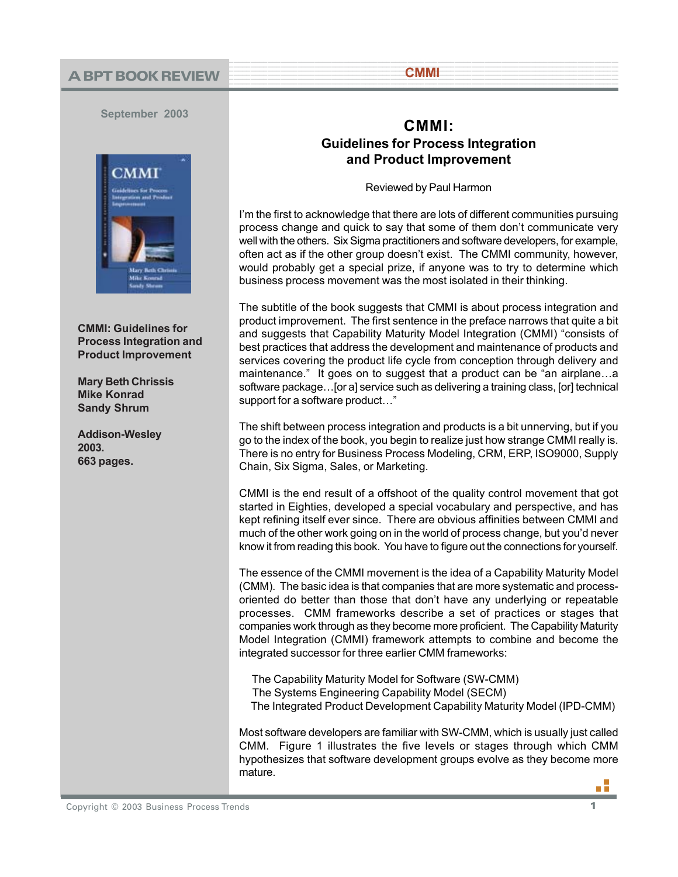A BPT BOOK REVIEW

CMMI

September 2003

**CMMI: Guidelines for Process Integration and Product Improvement**

**Mary Beth Chrissis**
**Mike Konrad**
**Sandy Shrum**

**Addison-Wesley**
**2003.**
**663 pages.**

# CMMI:
## Guidelines for Process Integration and Product Improvement

Reviewed by Paul Harmon

I'm the first to acknowledge that there are lots of different communities pursuing process change and quick to say that some of them don't communicate very well with the others. Six Sigma practitioners and software developers, for example, often act as if the other group doesn't exist. The CMMI community, however, would probably get a special prize, if anyone was to try to determine which business process movement was the most isolated in their thinking.

The subtitle of the book suggests that CMMI is about process integration and product improvement. The first sentence in the preface narrows that quite a bit and suggests that Capability Maturity Model Integration (CMMI) "consists of best practices that address the development and maintenance of products and services covering the product life cycle from conception through delivery and maintenance." It goes on to suggest that a product can be "an airplane…a software package…[or a] service such as delivering a training class, [or] technical support for a software product…"

The shift between process integration and products is a bit unnerving, but if you go to the index of the book, you begin to realize just how strange CMMI really is. There is no entry for Business Process Modeling, CRM, ERP, ISO9000, Supply Chain, Six Sigma, Sales, or Marketing.

CMMI is the end result of a offshoot of the quality control movement that got started in Eighties, developed a special vocabulary and perspective, and has kept refining itself ever since. There are obvious affinities between CMMI and much of the other work going on in the world of process change, but you'd never know it from reading this book. You have to figure out the connections for yourself.

The essence of the CMMI movement is the idea of a Capability Maturity Model (CMM). The basic idea is that companies that are more systematic and process-oriented do better than those that don't have any underlying or repeatable processes. CMM frameworks describe a set of practices or stages that companies work through as they become more proficient. The Capability Maturity Model Integration (CMMI) framework attempts to combine and become the integrated successor for three earlier CMM frameworks:

The Capability Maturity Model for Software (SW-CMM)
The Systems Engineering Capability Model (SECM)
The Integrated Product Development Capability Maturity Model (IPD-CMM)

Most software developers are familiar with SW-CMM, which is usually just called CMM. Figure 1 illustrates the five levels or stages through which CMM hypothesizes that software development groups evolve as they become more mature.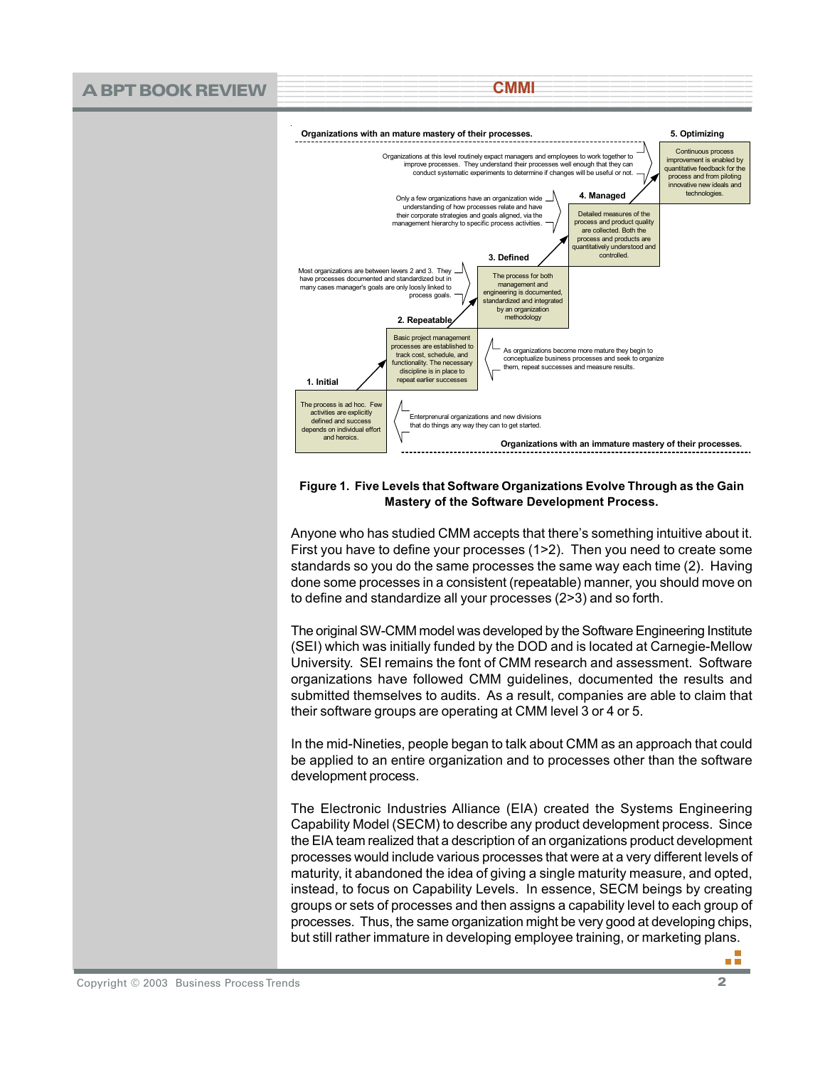Organizations with an mature mastery of their processes.

**5. Optimizing**

Continuous process improvement is enabled by quantitative feedback for the process and from piloting innovative new ideals and technologies.

Organizations at this level routinely expact managers and employees to work together to improve processes. They understand their processes well enough that they can conduct systematic experiments to determine if changes will be useful or not.

**4. Managed**

Detailed measures of the process and product quality are collected. Both the process and products are quantitatively understood and controlled.

Only a few organizations have an organization wide understanding of how processes relate and have their corporate strategies and goals aligned, via the management hierarchy to specific process activities.

**3. Defined**

The process for both management and engineering is documented, standardized and integrated by an organization methodology

Most organizations are between levers 2 and 3. They have processes documented and standardized but in many cases manager's goals are only loosly linked to process goals.

**2. Repeatable**

Basic project management processes are established to track cost, schedule, and functionality. The necessary discipline is in place to repeat earlier successes

As organizations become more mature they begin to conceptualize business processes and seek to organize them, repeat successes and measure results.

**1. Initial**

The process is ad hoc. Few activities are explicitly defined and success depends on individual effort and heroics.

Enterprenural organizations and new divisions that do things any way they can to get started.

Organizations with an immature mastery of their processes.

**Figure 1. Five Levels that Software Organizations Evolve Through as the Gain Mastery of the Software Development Process.**

Anyone who has studied CMM accepts that there's something intuitive about it. First you have to define your processes (1>2). Then you need to create some standards so you do the same processes the same way each time (2). Having done some processes in a consistent (repeatable) manner, you should move on to define and standardize all your processes (2>3) and so forth.

The original SW-CMM model was developed by the Software Engineering Institute (SEI) which was initially funded by the DOD and is located at Carnegie-Mellow University. SEI remains the font of CMM research and assessment. Software organizations have followed CMM guidelines, documented the results and submitted themselves to audits. As a result, companies are able to claim that their software groups are operating at CMM level 3 or 4 or 5.

In the mid-Nineties, people began to talk about CMM as an approach that could be applied to an entire organization and to processes other than the software development process.

The Electronic Industries Alliance (EIA) created the Systems Engineering Capability Model (SECM) to describe any product development process. Since the EIA team realized that a description of an organizations product development processes would include various processes that were at a very different levels of maturity, it abandoned the idea of giving a single maturity measure, and opted, instead, to focus on Capability Levels. In essence, SECM beings by creating groups or sets of processes and then assigns a capability level to each group of processes. Thus, the same organization might be very good at developing chips, but still rather immature in developing employee training, or marketing plans.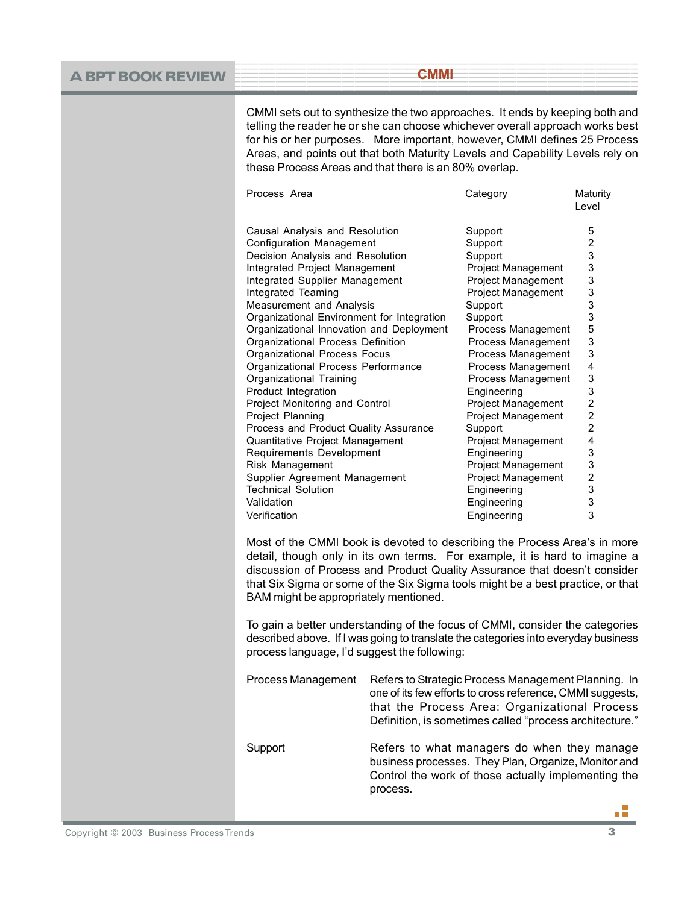CMMI sets out to synthesize the two approaches. It ends by keeping both and telling the reader he or she can choose whichever overall approach works best for his or her purposes. More important, however, CMMI defines 25 Process Areas, and points out that both Maturity Levels and Capability Levels rely on these Process Areas and that there is an 80% overlap.

| Process Area | Category | Maturity Level |
|---|---|---|
| Causal Analysis and Resolution | Support | 5 |
| Configuration Management | Support | 2 |
| Decision Analysis and Resolution | Support | 3 |
| Integrated Project Management | Project Management | 3 |
| Integrated Supplier Management | Project Management | 3 |
| Integrated Teaming | Project Management | 3 |
| Measurement and Analysis | Support | 3 |
| Organizational Environment for Integration | Support | 3 |
| Organizational Innovation and Deployment | Process Management | 5 |
| Organizational Process Definition | Process Management | 3 |
| Organizational Process Focus | Process Management | 3 |
| Organizational Process Performance | Process Management | 4 |
| Organizational Training | Process Management | 3 |
| Product Integration | Engineering | 3 |
| Project Monitoring and Control | Project Management | 2 |
| Project Planning | Project Management | 2 |
| Process and Product Quality Assurance | Support | 2 |
| Quantitative Project Management | Project Management | 4 |
| Requirements Development | Engineering | 3 |
| Risk Management | Project Management | 3 |
| Supplier Agreement Management | Project Management | 2 |
| Technical Solution | Engineering | 3 |
| Validation | Engineering | 3 |
| Verification | Engineering | 3 |

Most of the CMMI book is devoted to describing the Process Area's in more detail, though only in its own terms. For example, it is hard to imagine a discussion of Process and Product Quality Assurance that doesn't consider that Six Sigma or some of the Six Sigma tools might be a best practice, or that BAM might be appropriately mentioned.

To gain a better understanding of the focus of CMMI, consider the categories described above. If I was going to translate the categories into everyday business process language, I'd suggest the following:

**Process Management** — Refers to Strategic Process Management Planning. In one of its few efforts to cross reference, CMMI suggests, that the Process Area: Organizational Process Definition, is sometimes called "process architecture."

**Support** — Refers to what managers do when they manage business processes. They Plan, Organize, Monitor and Control the work of those actually implementing the process.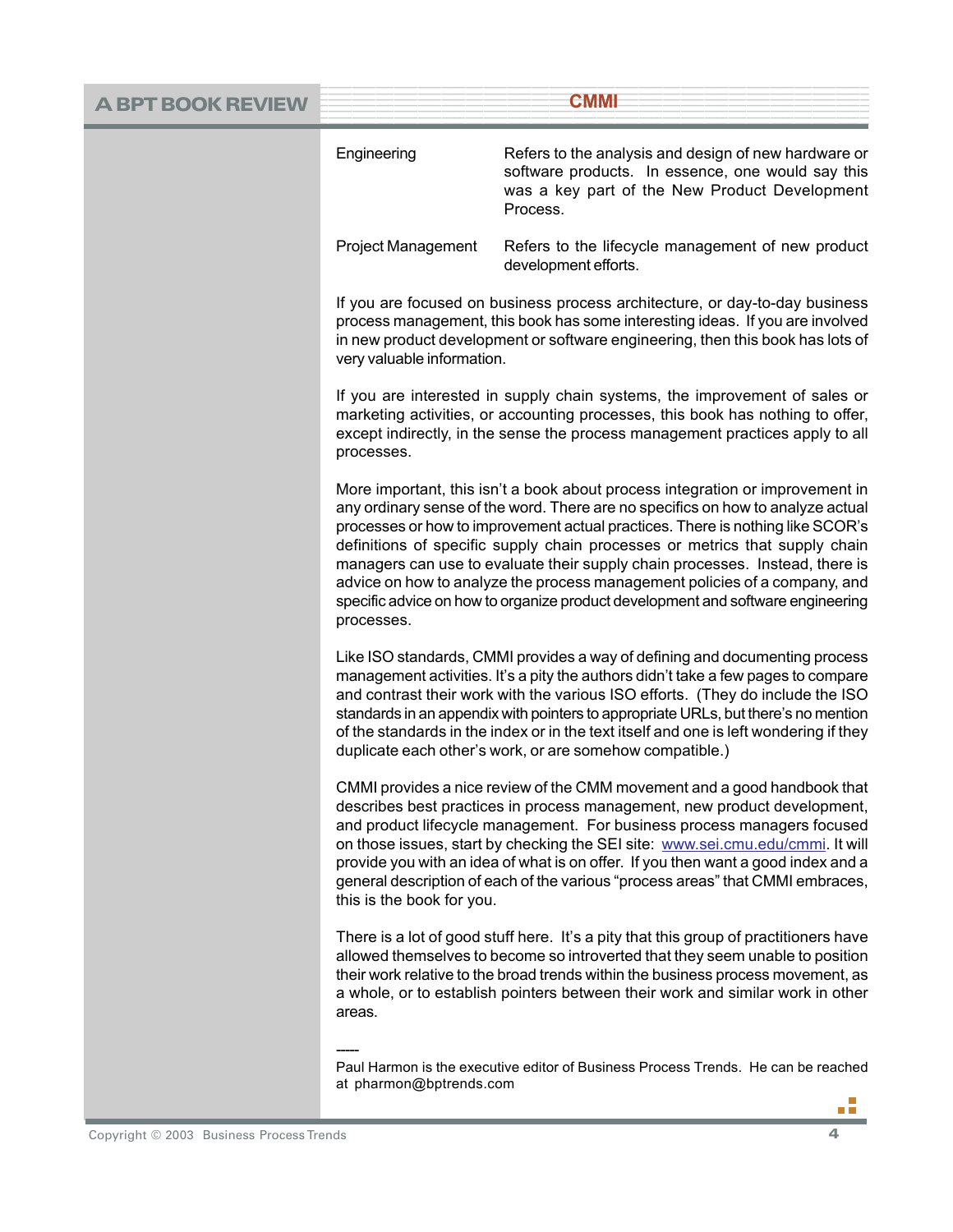| | |
|---|---|
| Engineering | Refers to the analysis and design of new hardware or software products. In essence, one would say this was a key part of the New Product Development Process. |
| Project Management | Refers to the lifecycle management of new product development efforts. |

If you are focused on business process architecture, or day-to-day business process management, this book has some interesting ideas. If you are involved in new product development or software engineering, then this book has lots of very valuable information.

If you are interested in supply chain systems, the improvement of sales or marketing activities, or accounting processes, this book has nothing to offer, except indirectly, in the sense the process management practices apply to all processes.

More important, this isn't a book about process integration or improvement in any ordinary sense of the word. There are no specifics on how to analyze actual processes or how to improvement actual practices. There is nothing like SCOR's definitions of specific supply chain processes or metrics that supply chain managers can use to evaluate their supply chain processes. Instead, there is advice on how to analyze the process management policies of a company, and specific advice on how to organize product development and software engineering processes.

Like ISO standards, CMMI provides a way of defining and documenting process management activities. It's a pity the authors didn't take a few pages to compare and contrast their work with the various ISO efforts. (They do include the ISO standards in an appendix with pointers to appropriate URLs, but there's no mention of the standards in the index or in the text itself and one is left wondering if they duplicate each other's work, or are somehow compatible.)

CMMI provides a nice review of the CMM movement and a good handbook that describes best practices in process management, new product development, and product lifecycle management. For business process managers focused on those issues, start by checking the SEI site: www.sei.cmu.edu/cmmi. It will provide you with an idea of what is on offer. If you then want a good index and a general description of each of the various "process areas" that CMMI embraces, this is the book for you.

There is a lot of good stuff here. It's a pity that this group of practitioners have allowed themselves to become so introverted that they seem unable to position their work relative to the broad trends within the business process movement, as a whole, or to establish pointers between their work and similar work in other areas.

-----

Paul Harmon is the executive editor of Business Process Trends. He can be reached at pharmon@bptrends.com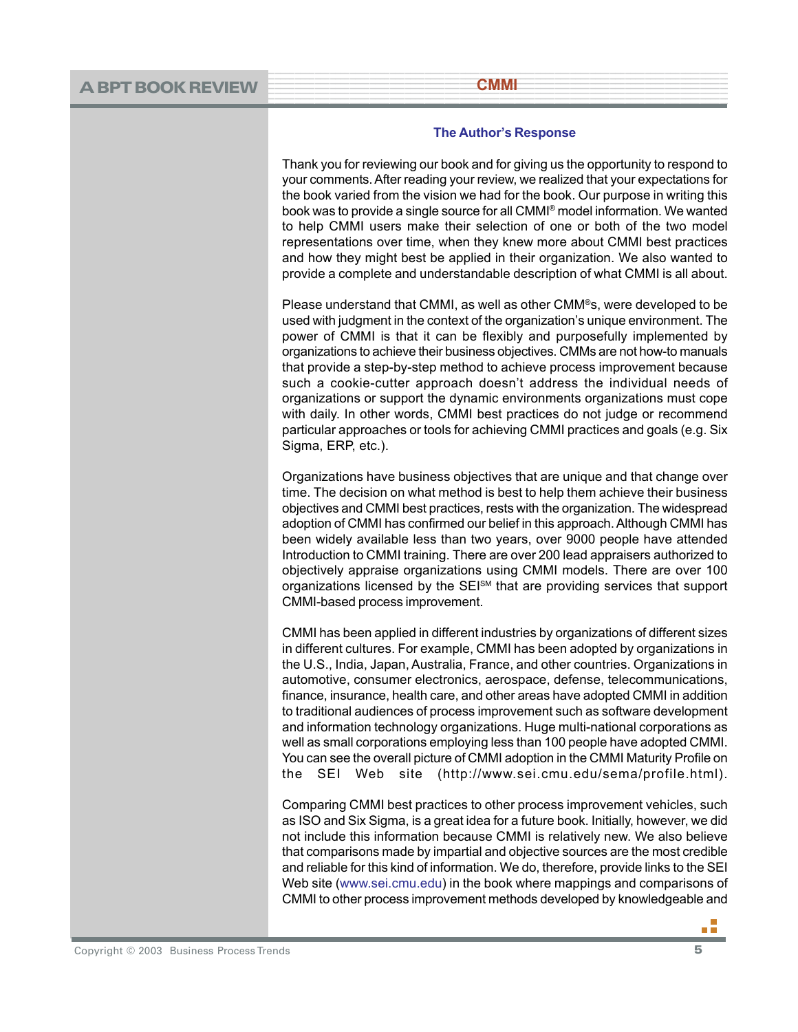### The Author's Response

Thank you for reviewing our book and for giving us the opportunity to respond to your comments. After reading your review, we realized that your expectations for the book varied from the vision we had for the book. Our purpose in writing this book was to provide a single source for all CMMI® model information. We wanted to help CMMI users make their selection of one or both of the two model representations over time, when they knew more about CMMI best practices and how they might best be applied in their organization. We also wanted to provide a complete and understandable description of what CMMI is all about.

Please understand that CMMI, as well as other CMM®s, were developed to be used with judgment in the context of the organization's unique environment. The power of CMMI is that it can be flexibly and purposefully implemented by organizations to achieve their business objectives. CMMs are not how-to manuals that provide a step-by-step method to achieve process improvement because such a cookie-cutter approach doesn't address the individual needs of organizations or support the dynamic environments organizations must cope with daily. In other words, CMMI best practices do not judge or recommend particular approaches or tools for achieving CMMI practices and goals (e.g. Six Sigma, ERP, etc.).

Organizations have business objectives that are unique and that change over time. The decision on what method is best to help them achieve their business objectives and CMMI best practices, rests with the organization. The widespread adoption of CMMI has confirmed our belief in this approach. Although CMMI has been widely available less than two years, over 9000 people have attended Introduction to CMMI training. There are over 200 lead appraisers authorized to objectively appraise organizations using CMMI models. There are over 100 organizations licensed by the SEI℠ that are providing services that support CMMI-based process improvement.

CMMI has been applied in different industries by organizations of different sizes in different cultures. For example, CMMI has been adopted by organizations in the U.S., India, Japan, Australia, France, and other countries. Organizations in automotive, consumer electronics, aerospace, defense, telecommunications, finance, insurance, health care, and other areas have adopted CMMI in addition to traditional audiences of process improvement such as software development and information technology organizations. Huge multi-national corporations as well as small corporations employing less than 100 people have adopted CMMI. You can see the overall picture of CMMI adoption in the CMMI Maturity Profile on the SEI Web site (http://www.sei.cmu.edu/sema/profile.html).

Comparing CMMI best practices to other process improvement vehicles, such as ISO and Six Sigma, is a great idea for a future book. Initially, however, we did not include this information because CMMI is relatively new. We also believe that comparisons made by impartial and objective sources are the most credible and reliable for this kind of information. We do, therefore, provide links to the SEI Web site (www.sei.cmu.edu) in the book where mappings and comparisons of CMMI to other process improvement methods developed by knowledgeable and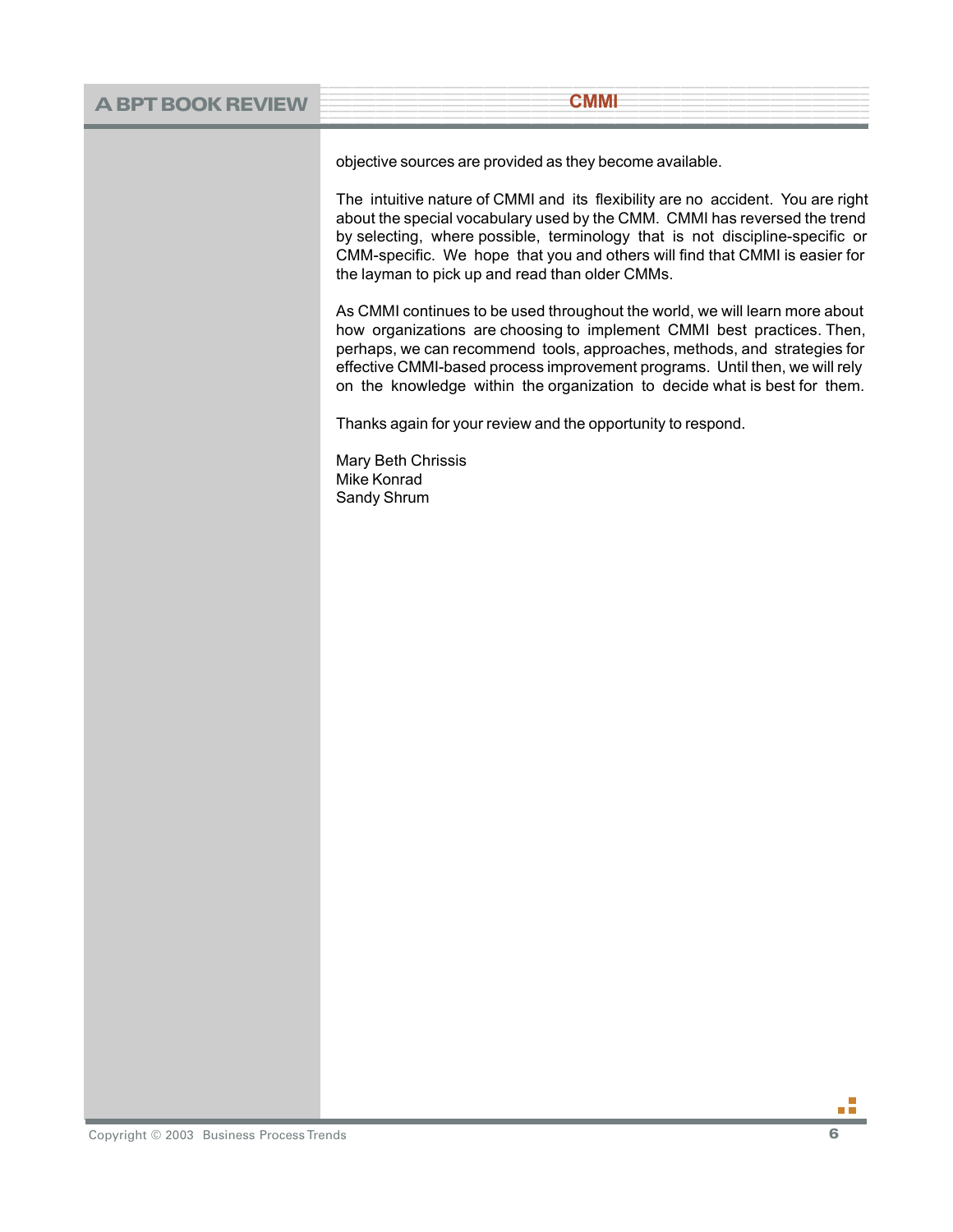objective sources are provided as they become available.

The intuitive nature of CMMI and its flexibility are no accident. You are right about the special vocabulary used by the CMM. CMMI has reversed the trend by selecting, where possible, terminology that is not discipline-specific or CMM-specific. We hope that you and others will find that CMMI is easier for the layman to pick up and read than older CMMs.

As CMMI continues to be used throughout the world, we will learn more about how organizations are choosing to implement CMMI best practices. Then, perhaps, we can recommend tools, approaches, methods, and strategies for effective CMMI-based process improvement programs. Until then, we will rely on the knowledge within the organization to decide what is best for them.

Thanks again for your review and the opportunity to respond.

Mary Beth Chrissis
Mike Konrad
Sandy Shrum